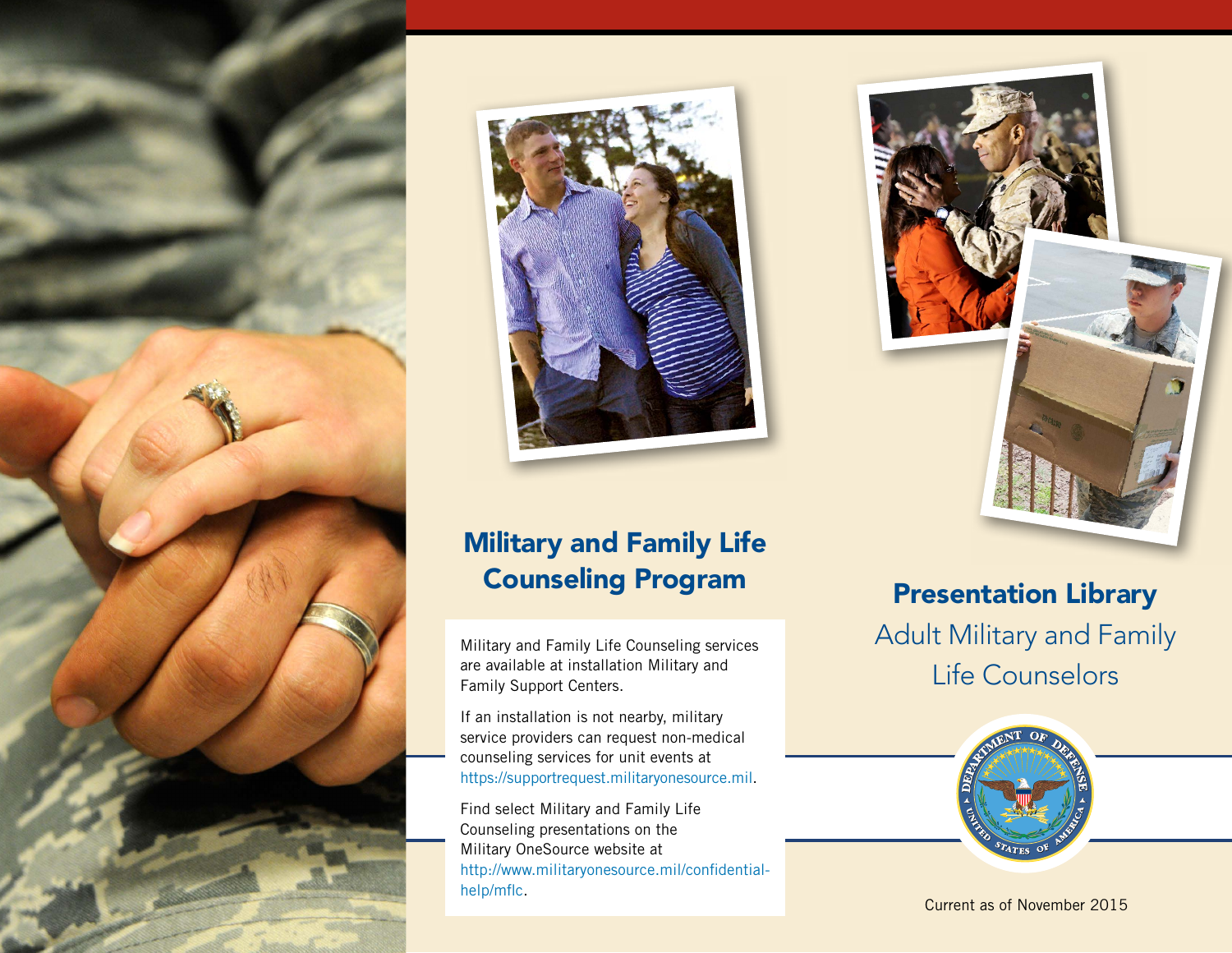# Military and Family Life Counseling Program

Military and Family Life Counseling services are available at installation Military and Family Support Centers.

If an installation is not nearby, military service providers can request non-medical counseling services for unit events at https://supportrequest.militaryonesource.mil.

Find select Military and Family Life Counseling presentations on the Military OneSource website at http://www.militaryonesource.mil/confidential-help/mflc.

# Presentation Library

## Adult Military and Family Life Counselors

Current as of November 2015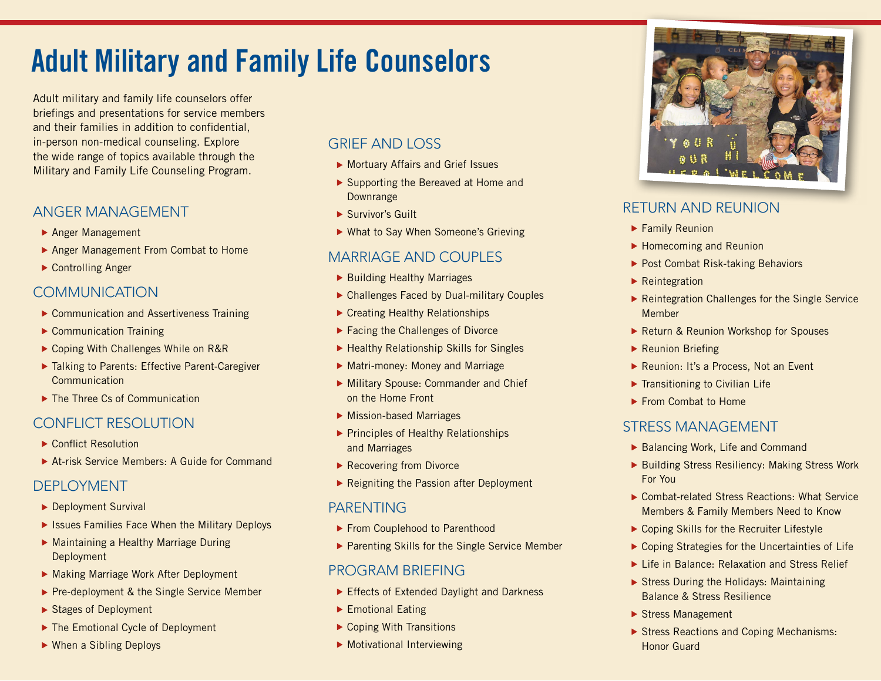# Adult Military and Family Life Counselors

Adult military and family life counselors offer briefings and presentations for service members and their families in addition to confidential, in-person non-medical counseling. Explore the wide range of topics available through the Military and Family Life Counseling Program.

## ANGER MANAGEMENT

- Anger Management
- Anger Management From Combat to Home
- Controlling Anger

## COMMUNICATION

- Communication and Assertiveness Training
- Communication Training
- Coping With Challenges While on R&R
- Talking to Parents: Effective Parent-Caregiver Communication
- The Three Cs of Communication

## CONFLICT RESOLUTION

- Conflict Resolution
- At-risk Service Members: A Guide for Command

## DEPLOYMENT

- Deployment Survival
- Issues Families Face When the Military Deploys
- Maintaining a Healthy Marriage During Deployment
- Making Marriage Work After Deployment
- Pre-deployment & the Single Service Member
- Stages of Deployment
- The Emotional Cycle of Deployment
- When a Sibling Deploys

## GRIEF AND LOSS

- Mortuary Affairs and Grief Issues
- Supporting the Bereaved at Home and Downrange
- Survivor's Guilt
- What to Say When Someone's Grieving

## MARRIAGE AND COUPLES

- Building Healthy Marriages
- Challenges Faced by Dual-military Couples
- Creating Healthy Relationships
- Facing the Challenges of Divorce
- Healthy Relationship Skills for Singles
- Matri-money: Money and Marriage
- Military Spouse: Commander and Chief on the Home Front
- Mission-based Marriages
- Principles of Healthy Relationships and Marriages
- Recovering from Divorce
- Reigniting the Passion after Deployment

## PARENTING

- From Couplehood to Parenthood
- Parenting Skills for the Single Service Member

## PROGRAM BRIEFING

- Effects of Extended Daylight and Darkness
- Emotional Eating
- Coping With Transitions
- Motivational Interviewing

## RETURN AND REUNION

- Family Reunion
- Homecoming and Reunion
- Post Combat Risk-taking Behaviors
- Reintegration
- Reintegration Challenges for the Single Service Member
- Return & Reunion Workshop for Spouses
- Reunion Briefing
- Reunion: It's a Process, Not an Event
- Transitioning to Civilian Life
- From Combat to Home

## STRESS MANAGEMENT

- Balancing Work, Life and Command
- Building Stress Resiliency: Making Stress Work For You
- Combat-related Stress Reactions: What Service Members & Family Members Need to Know
- Coping Skills for the Recruiter Lifestyle
- Coping Strategies for the Uncertainties of Life
- Life in Balance: Relaxation and Stress Relief
- Stress During the Holidays: Maintaining Balance & Stress Resilience
- Stress Management
- Stress Reactions and Coping Mechanisms: Honor Guard